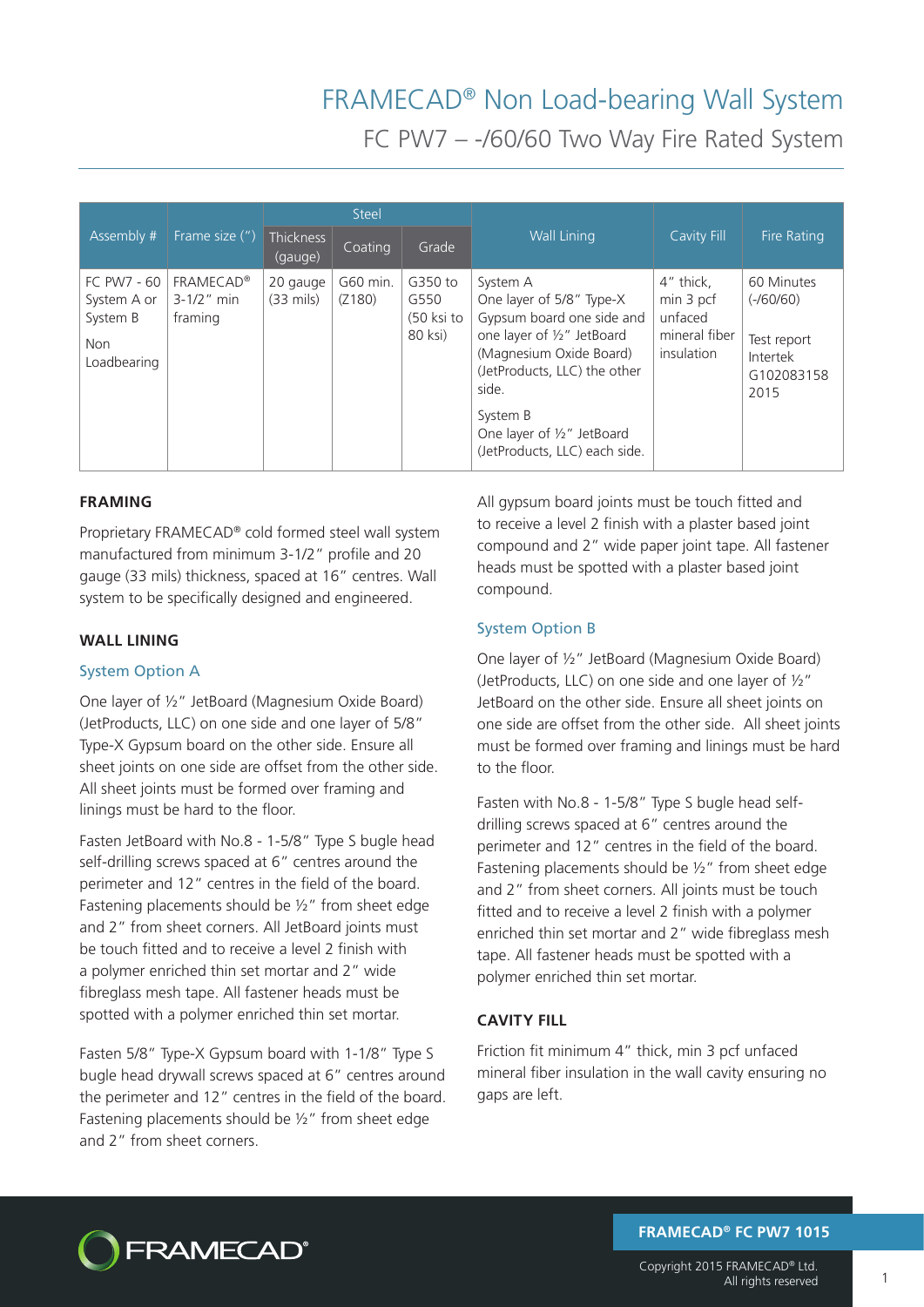# FRAMECAD® Non Load-bearing Wall System

## FC PW7 – -/60/60 Two Way Fire Rated System

| Assembly # | Frame size (") | Steel | | | Wall Lining | Cavity Fill | Fire Rating |
|---|---|---|---|---|---|---|---|
| | | Thickness (gauge) | Coating | Grade | | | |
| FC PW7 - 60 System A or System B<br><br>Non Loadbearing | FRAMECAD® 3-1/2" min framing | 20 gauge (33 mils) | G60 min. (Z180) | G350 to G550 (50 ksi to 80 ksi) | System A<br>One layer of 5/8" Type-X Gypsum board one side and one layer of ½" JetBoard (Magnesium Oxide Board) (JetProducts, LLC) the other side.<br><br>System B<br>One layer of ½" JetBoard (JetProducts, LLC) each side. | 4" thick, min 3 pcf unfaced mineral fiber insulation | 60 Minutes (-/60/60)<br><br>Test report Intertek G102083158 2015 |

### FRAMING

Proprietary FRAMECAD® cold formed steel wall system manufactured from minimum 3-1/2" profile and 20 gauge (33 mils) thickness, spaced at 16" centres. Wall system to be specifically designed and engineered.

### WALL LINING

#### System Option A

One layer of ½" JetBoard (Magnesium Oxide Board) (JetProducts, LLC) on one side and one layer of 5/8" Type-X Gypsum board on the other side. Ensure all sheet joints on one side are offset from the other side. All sheet joints must be formed over framing and linings must be hard to the floor.

Fasten JetBoard with No.8 - 1-5/8" Type S bugle head self-drilling screws spaced at 6" centres around the perimeter and 12" centres in the field of the board. Fastening placements should be ½" from sheet edge and 2" from sheet corners. All JetBoard joints must be touch fitted and to receive a level 2 finish with a polymer enriched thin set mortar and 2" wide fibreglass mesh tape. All fastener heads must be spotted with a polymer enriched thin set mortar.

Fasten 5/8" Type-X Gypsum board with 1-1/8" Type S bugle head drywall screws spaced at 6" centres around the perimeter and 12" centres in the field of the board. Fastening placements should be ½" from sheet edge and 2" from sheet corners.

All gypsum board joints must be touch fitted and to receive a level 2 finish with a plaster based joint compound and 2" wide paper joint tape. All fastener heads must be spotted with a plaster based joint compound.

#### System Option B

One layer of ½" JetBoard (Magnesium Oxide Board) (JetProducts, LLC) on one side and one layer of ½" JetBoard on the other side. Ensure all sheet joints on one side are offset from the other side. All sheet joints must be formed over framing and linings must be hard to the floor.

Fasten with No.8 - 1-5/8" Type S bugle head self-drilling screws spaced at 6" centres around the perimeter and 12" centres in the field of the board. Fastening placements should be ½" from sheet edge and 2" from sheet corners. All joints must be touch fitted and to receive a level 2 finish with a polymer enriched thin set mortar and 2" wide fibreglass mesh tape. All fastener heads must be spotted with a polymer enriched thin set mortar.

### CAVITY FILL

Friction fit minimum 4" thick, min 3 pcf unfaced mineral fiber insulation in the wall cavity ensuring no gaps are left.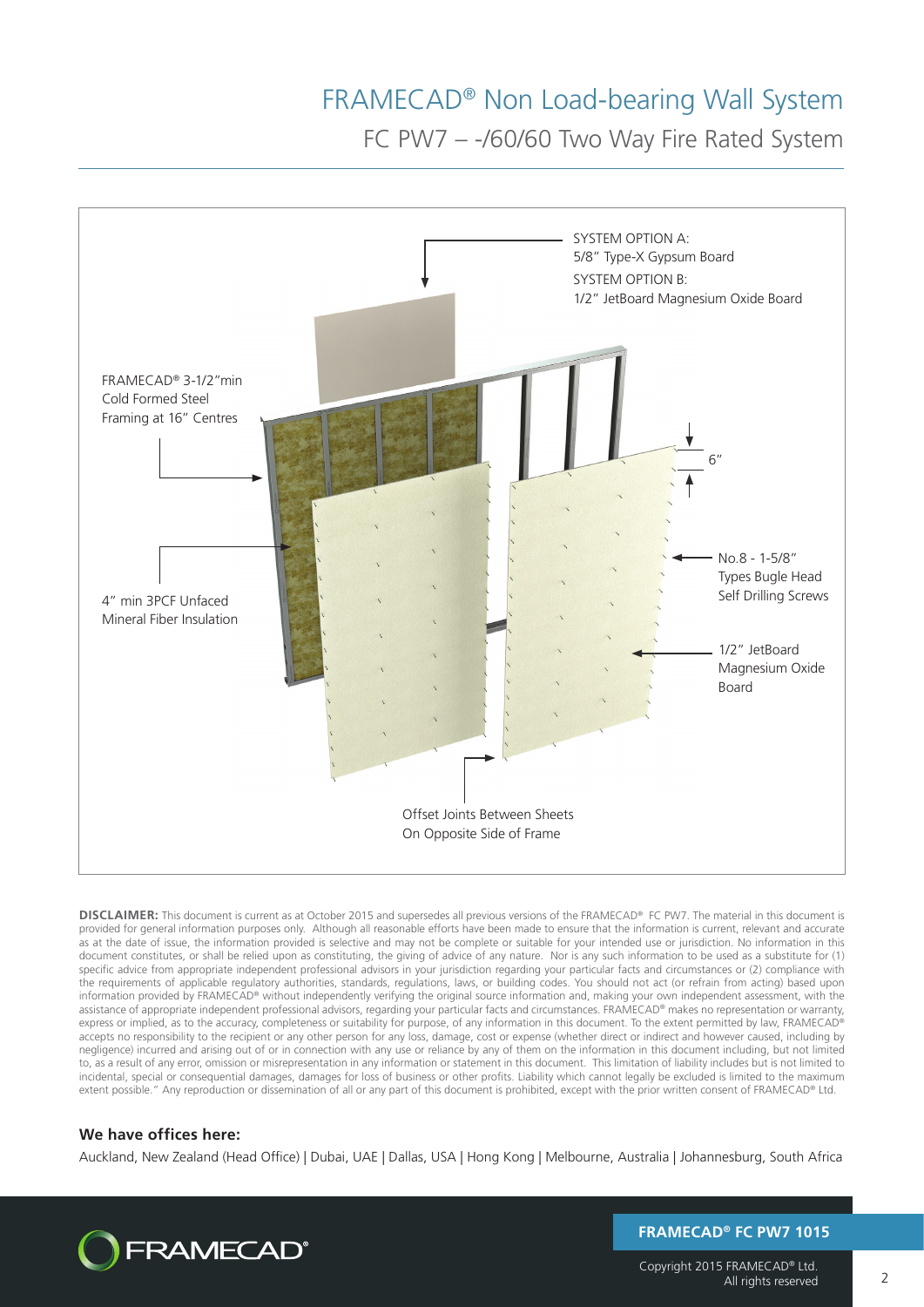# FRAMECAD® Non Load-bearing Wall System

## FC PW7 – -/60/60 Two Way Fire Rated System

SYSTEM OPTION A:
5/8" Type-X Gypsum Board
SYSTEM OPTION B:
1/2" JetBoard Magnesium Oxide Board

FRAMECAD® 3-1/2"min
Cold Formed Steel
Framing at 16" Centres

6"

No.8 - 1-5/8"
Types Bugle Head
Self Drilling Screws

4" min 3PCF Unfaced
Mineral Fiber Insulation

1/2" JetBoard
Magnesium Oxide
Board

Offset Joints Between Sheets
On Opposite Side of Frame

**DISCLAIMER:** This document is current as at October 2015 and supersedes all previous versions of the FRAMECAD® FC PW7. The material in this document is provided for general information purposes only. Although all reasonable efforts have been made to ensure that the information is current, relevant and accurate as at the date of issue, the information provided is selective and may not be complete or suitable for your intended use or jurisdiction. No information in this document constitutes, or shall be relied upon as constituting, the giving of advice of any nature. Nor is any such information to be used as a substitute for (1) specific advice from appropriate independent professional advisors in your jurisdiction regarding your particular facts and circumstances or (2) compliance with the requirements of applicable regulatory authorities, standards, regulations, laws, or building codes. You should not act (or refrain from acting) based upon information provided by FRAMECAD® without independently verifying the original source information and, making your own independent assessment, with the assistance of appropriate independent professional advisors, regarding your particular facts and circumstances. FRAMECAD® makes no representation or warranty, express or implied, as to the accuracy, completeness or suitability for purpose, of any information in this document. To the extent permitted by law, FRAMECAD® accepts no responsibility to the recipient or any other person for any loss, damage, cost or expense (whether direct or indirect and however caused, including by negligence) incurred and arising out of or in connection with any use or reliance by any of them on the information in this document including, but not limited to, as a result of any error, omission or misrepresentation in any information or statement in this document. This limitation of liability includes but is not limited to incidental, special or consequential damages, damages for loss of business or other profits. Liability which cannot legally be excluded is limited to the maximum extent possible." Any reproduction or dissemination of all or any part of this document is prohibited, except with the prior written consent of FRAMECAD® Ltd.

### We have offices here:

Auckland, New Zealand (Head Office) | Dubai, UAE | Dallas, USA | Hong Kong | Melbourne, Australia | Johannesburg, South Africa

**FRAMECAD® FC PW7 1015**

Copyright 2015 FRAMECAD® Ltd.
All rights reserved